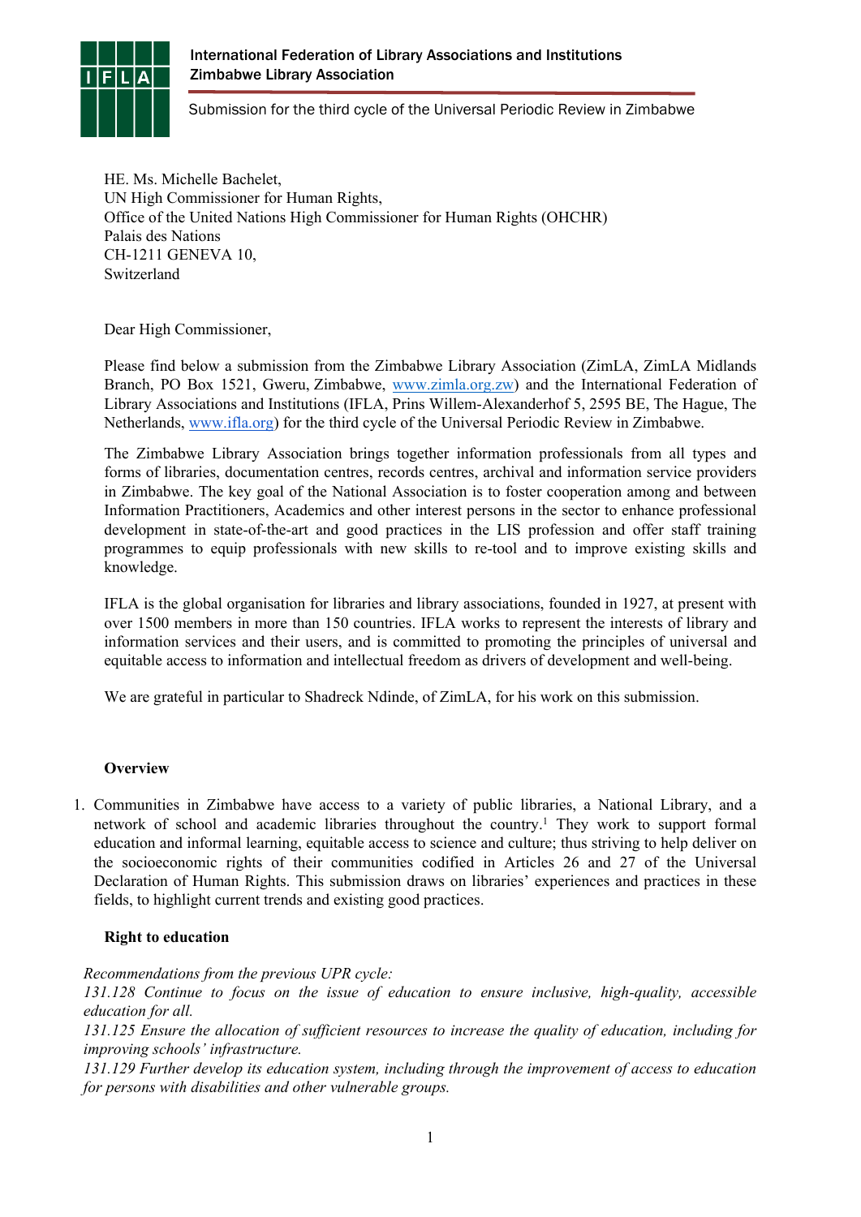International Federation of Library Associations and Institutions
Zimbabwe Library Association

Submission for the third cycle of the Universal Periodic Review in Zimbabwe

HE. Ms. Michelle Bachelet,
UN High Commissioner for Human Rights,
Office of the United Nations High Commissioner for Human Rights (OHCHR)
Palais des Nations
CH-1211 GENEVA 10,
Switzerland

Dear High Commissioner,

Please find below a submission from the Zimbabwe Library Association (ZimLA, ZimLA Midlands Branch, PO Box 1521, Gweru, Zimbabwe, www.zimla.org.zw) and the International Federation of Library Associations and Institutions (IFLA, Prins Willem-Alexanderhof 5, 2595 BE, The Hague, The Netherlands, www.ifla.org) for the third cycle of the Universal Periodic Review in Zimbabwe.

The Zimbabwe Library Association brings together information professionals from all types and forms of libraries, documentation centres, records centres, archival and information service providers in Zimbabwe. The key goal of the National Association is to foster cooperation among and between Information Practitioners, Academics and other interest persons in the sector to enhance professional development in state-of-the-art and good practices in the LIS profession and offer staff training programmes to equip professionals with new skills to re-tool and to improve existing skills and knowledge.

IFLA is the global organisation for libraries and library associations, founded in 1927, at present with over 1500 members in more than 150 countries. IFLA works to represent the interests of library and information services and their users, and is committed to promoting the principles of universal and equitable access to information and intellectual freedom as drivers of development and well-being.

We are grateful in particular to Shadreck Ndinde, of ZimLA, for his work on this submission.

**Overview**

1. Communities in Zimbabwe have access to a variety of public libraries, a National Library, and a network of school and academic libraries throughout the country.[1] They work to support formal education and informal learning, equitable access to science and culture; thus striving to help deliver on the socioeconomic rights of their communities codified in Articles 26 and 27 of the Universal Declaration of Human Rights. This submission draws on libraries' experiences and practices in these fields, to highlight current trends and existing good practices.

**Right to education**

*Recommendations from the previous UPR cycle:*
*131.128 Continue to focus on the issue of education to ensure inclusive, high-quality, accessible education for all.*
*131.125 Ensure the allocation of sufficient resources to increase the quality of education, including for improving schools' infrastructure.*
*131.129 Further develop its education system, including through the improvement of access to education for persons with disabilities and other vulnerable groups.*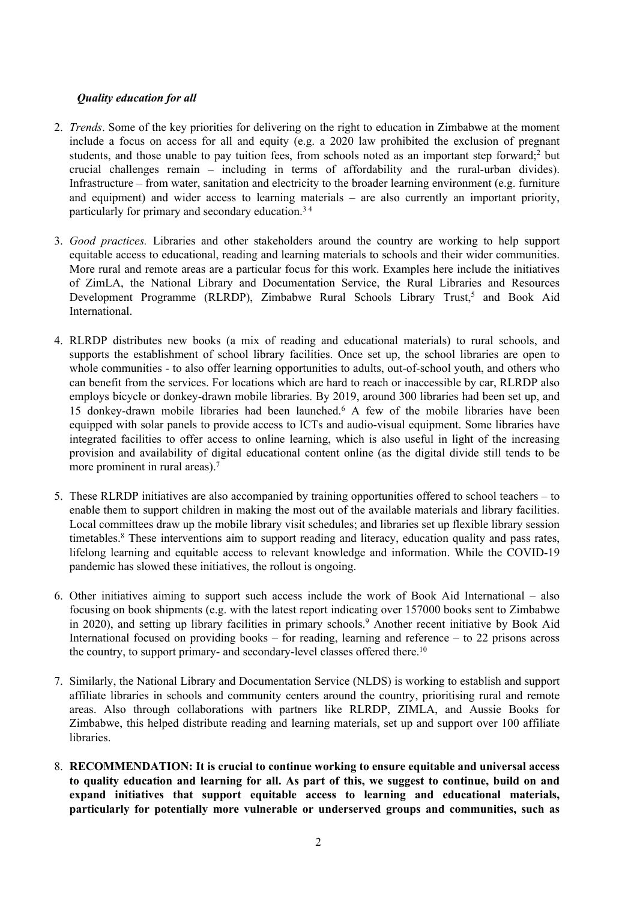***Quality education for all***

2. *Trends*. Some of the key priorities for delivering on the right to education in Zimbabwe at the moment include a focus on access for all and equity (e.g. a 2020 law prohibited the exclusion of pregnant students, and those unable to pay tuition fees, from schools noted as an important step forward;[2] but crucial challenges remain – including in terms of affordability and the rural-urban divides). Infrastructure – from water, sanitation and electricity to the broader learning environment (e.g. furniture and equipment) and wider access to learning materials – are also currently an important priority, particularly for primary and secondary education.[3] [4]

3. *Good practices.* Libraries and other stakeholders around the country are working to help support equitable access to educational, reading and learning materials to schools and their wider communities. More rural and remote areas are a particular focus for this work. Examples here include the initiatives of ZimLA, the National Library and Documentation Service, the Rural Libraries and Resources Development Programme (RLRDP), Zimbabwe Rural Schools Library Trust,[5] and Book Aid International.

4. RLRDP distributes new books (a mix of reading and educational materials) to rural schools, and supports the establishment of school library facilities. Once set up, the school libraries are open to whole communities - to also offer learning opportunities to adults, out-of-school youth, and others who can benefit from the services. For locations which are hard to reach or inaccessible by car, RLRDP also employs bicycle or donkey-drawn mobile libraries. By 2019, around 300 libraries had been set up, and 15 donkey-drawn mobile libraries had been launched.[6] A few of the mobile libraries have been equipped with solar panels to provide access to ICTs and audio-visual equipment. Some libraries have integrated facilities to offer access to online learning, which is also useful in light of the increasing provision and availability of digital educational content online (as the digital divide still tends to be more prominent in rural areas).[7]

5. These RLRDP initiatives are also accompanied by training opportunities offered to school teachers – to enable them to support children in making the most out of the available materials and library facilities. Local committees draw up the mobile library visit schedules; and libraries set up flexible library session timetables.[8] These interventions aim to support reading and literacy, education quality and pass rates, lifelong learning and equitable access to relevant knowledge and information. While the COVID-19 pandemic has slowed these initiatives, the rollout is ongoing.

6. Other initiatives aiming to support such access include the work of Book Aid International – also focusing on book shipments (e.g. with the latest report indicating over 157000 books sent to Zimbabwe in 2020), and setting up library facilities in primary schools.[9] Another recent initiative by Book Aid International focused on providing books – for reading, learning and reference – to 22 prisons across the country, to support primary- and secondary-level classes offered there.[10]

7. Similarly, the National Library and Documentation Service (NLDS) is working to establish and support affiliate libraries in schools and community centers around the country, prioritising rural and remote areas. Also through collaborations with partners like RLRDP, ZIMLA, and Aussie Books for Zimbabwe, this helped distribute reading and learning materials, set up and support over 100 affiliate libraries.

8. **RECOMMENDATION: It is crucial to continue working to ensure equitable and universal access to quality education and learning for all. As part of this, we suggest to continue, build on and expand initiatives that support equitable access to learning and educational materials, particularly for potentially more vulnerable or underserved groups and communities, such as**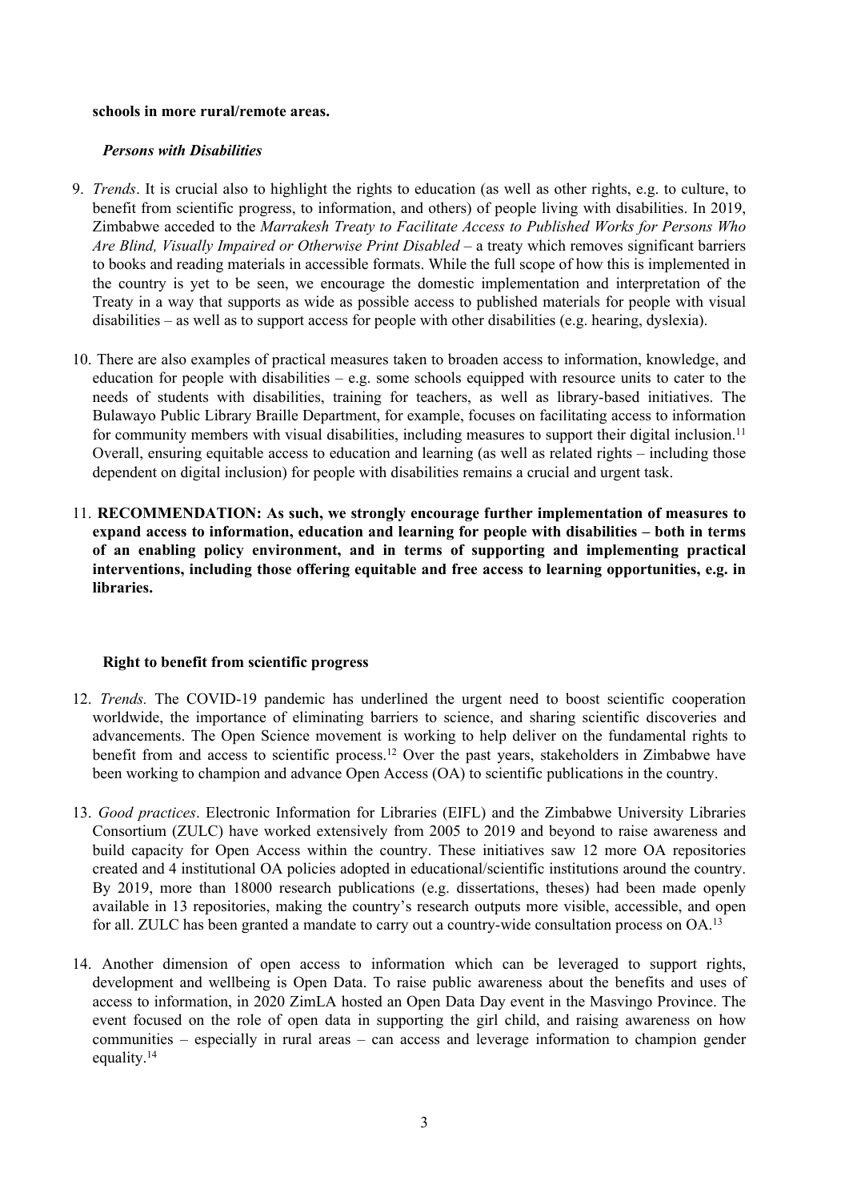**schools in more rural/remote areas.**

***Persons with Disabilities***

9. *Trends*. It is crucial also to highlight the rights to education (as well as other rights, e.g. to culture, to benefit from scientific progress, to information, and others) of people living with disabilities. In 2019, Zimbabwe acceded to the *Marrakesh Treaty to Facilitate Access to Published Works for Persons Who Are Blind, Visually Impaired or Otherwise Print Disabled* – a treaty which removes significant barriers to books and reading materials in accessible formats. While the full scope of how this is implemented in the country is yet to be seen, we encourage the domestic implementation and interpretation of the Treaty in a way that supports as wide as possible access to published materials for people with visual disabilities – as well as to support access for people with other disabilities (e.g. hearing, dyslexia).

10. There are also examples of practical measures taken to broaden access to information, knowledge, and education for people with disabilities – e.g. some schools equipped with resource units to cater to the needs of students with disabilities, training for teachers, as well as library-based initiatives. The Bulawayo Public Library Braille Department, for example, focuses on facilitating access to information for community members with visual disabilities, including measures to support their digital inclusion.[11] Overall, ensuring equitable access to education and learning (as well as related rights – including those dependent on digital inclusion) for people with disabilities remains a crucial and urgent task.

11. **RECOMMENDATION: As such, we strongly encourage further implementation of measures to expand access to information, education and learning for people with disabilities – both in terms of an enabling policy environment, and in terms of supporting and implementing practical interventions, including those offering equitable and free access to learning opportunities, e.g. in libraries.**

**Right to benefit from scientific progress**

12. *Trends.* The COVID-19 pandemic has underlined the urgent need to boost scientific cooperation worldwide, the importance of eliminating barriers to science, and sharing scientific discoveries and advancements. The Open Science movement is working to help deliver on the fundamental rights to benefit from and access to scientific process.[12] Over the past years, stakeholders in Zimbabwe have been working to champion and advance Open Access (OA) to scientific publications in the country.

13. *Good practices*. Electronic Information for Libraries (EIFL) and the Zimbabwe University Libraries Consortium (ZULC) have worked extensively from 2005 to 2019 and beyond to raise awareness and build capacity for Open Access within the country. These initiatives saw 12 more OA repositories created and 4 institutional OA policies adopted in educational/scientific institutions around the country. By 2019, more than 18000 research publications (e.g. dissertations, theses) had been made openly available in 13 repositories, making the country's research outputs more visible, accessible, and open for all. ZULC has been granted a mandate to carry out a country-wide consultation process on OA.[13]

14. Another dimension of open access to information which can be leveraged to support rights, development and wellbeing is Open Data. To raise public awareness about the benefits and uses of access to information, in 2020 ZimLA hosted an Open Data Day event in the Masvingo Province. The event focused on the role of open data in supporting the girl child, and raising awareness on how communities – especially in rural areas – can access and leverage information to champion gender equality.[14]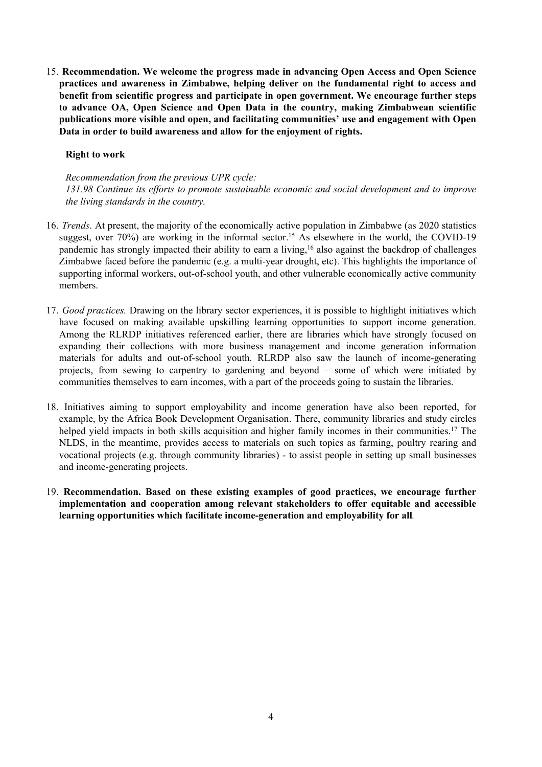15. **Recommendation. We welcome the progress made in advancing Open Access and Open Science practices and awareness in Zimbabwe, helping deliver on the fundamental right to access and benefit from scientific progress and participate in open government. We encourage further steps to advance OA, Open Science and Open Data in the country, making Zimbabwean scientific publications more visible and open, and facilitating communities' use and engagement with Open Data in order to build awareness and allow for the enjoyment of rights.**

**Right to work**

*Recommendation from the previous UPR cycle:*
*131.98 Continue its efforts to promote sustainable economic and social development and to improve the living standards in the country.*

16. *Trends*. At present, the majority of the economically active population in Zimbabwe (as 2020 statistics suggest, over 70%) are working in the informal sector.[15] As elsewhere in the world, the COVID-19 pandemic has strongly impacted their ability to earn a living,[16] also against the backdrop of challenges Zimbabwe faced before the pandemic (e.g. a multi-year drought, etc). This highlights the importance of supporting informal workers, out-of-school youth, and other vulnerable economically active community members.

17. *Good practices.* Drawing on the library sector experiences, it is possible to highlight initiatives which have focused on making available upskilling learning opportunities to support income generation. Among the RLRDP initiatives referenced earlier, there are libraries which have strongly focused on expanding their collections with more business management and income generation information materials for adults and out-of-school youth. RLRDP also saw the launch of income-generating projects, from sewing to carpentry to gardening and beyond – some of which were initiated by communities themselves to earn incomes, with a part of the proceeds going to sustain the libraries.

18. Initiatives aiming to support employability and income generation have also been reported, for example, by the Africa Book Development Organisation. There, community libraries and study circles helped yield impacts in both skills acquisition and higher family incomes in their communities.[17] The NLDS, in the meantime, provides access to materials on such topics as farming, poultry rearing and vocational projects (e.g. through community libraries) - to assist people in setting up small businesses and income-generating projects.

19. **Recommendation. Based on these existing examples of good practices, we encourage further implementation and cooperation among relevant stakeholders to offer equitable and accessible learning opportunities which facilitate income-generation and employability for all.**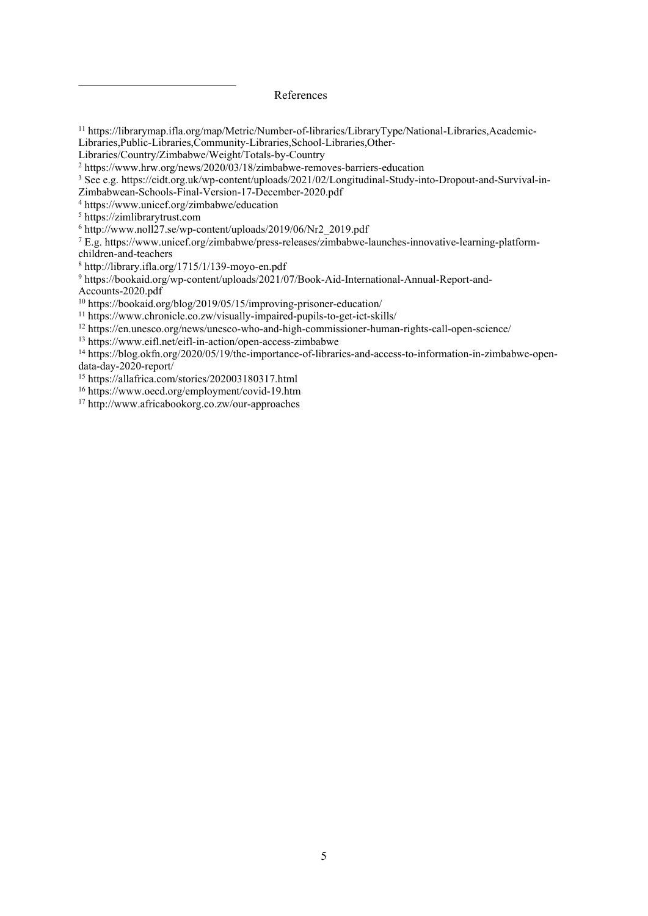References

[11] https://librarymap.ifla.org/map/Metric/Number-of-libraries/LibraryType/National-Libraries,Academic-Libraries,Public-Libraries,Community-Libraries,School-Libraries,Other-Libraries/Country/Zimbabwe/Weight/Totals-by-Country

[2] https://www.hrw.org/news/2020/03/18/zimbabwe-removes-barriers-education

[3] See e.g. https://cidt.org.uk/wp-content/uploads/2021/02/Longitudinal-Study-into-Dropout-and-Survival-in-Zimbabwean-Schools-Final-Version-17-December-2020.pdf

[4] https://www.unicef.org/zimbabwe/education

[5] https://zimlibrarytrust.com

[6] http://www.noll27.se/wp-content/uploads/2019/06/Nr2_2019.pdf

[7] E.g. https://www.unicef.org/zimbabwe/press-releases/zimbabwe-launches-innovative-learning-platform-children-and-teachers

[8] http://library.ifla.org/1715/1/139-moyo-en.pdf

[9] https://bookaid.org/wp-content/uploads/2021/07/Book-Aid-International-Annual-Report-and-Accounts-2020.pdf

[10] https://bookaid.org/blog/2019/05/15/improving-prisoner-education/

[11] https://www.chronicle.co.zw/visually-impaired-pupils-to-get-ict-skills/

[12] https://en.unesco.org/news/unesco-who-and-high-commissioner-human-rights-call-open-science/

[13] https://www.eifl.net/eifl-in-action/open-access-zimbabwe

[14] https://blog.okfn.org/2020/05/19/the-importance-of-libraries-and-access-to-information-in-zimbabwe-open-data-day-2020-report/

[15] https://allafrica.com/stories/202003180317.html

[16] https://www.oecd.org/employment/covid-19.htm

[17] http://www.africabookorg.co.zw/our-approaches